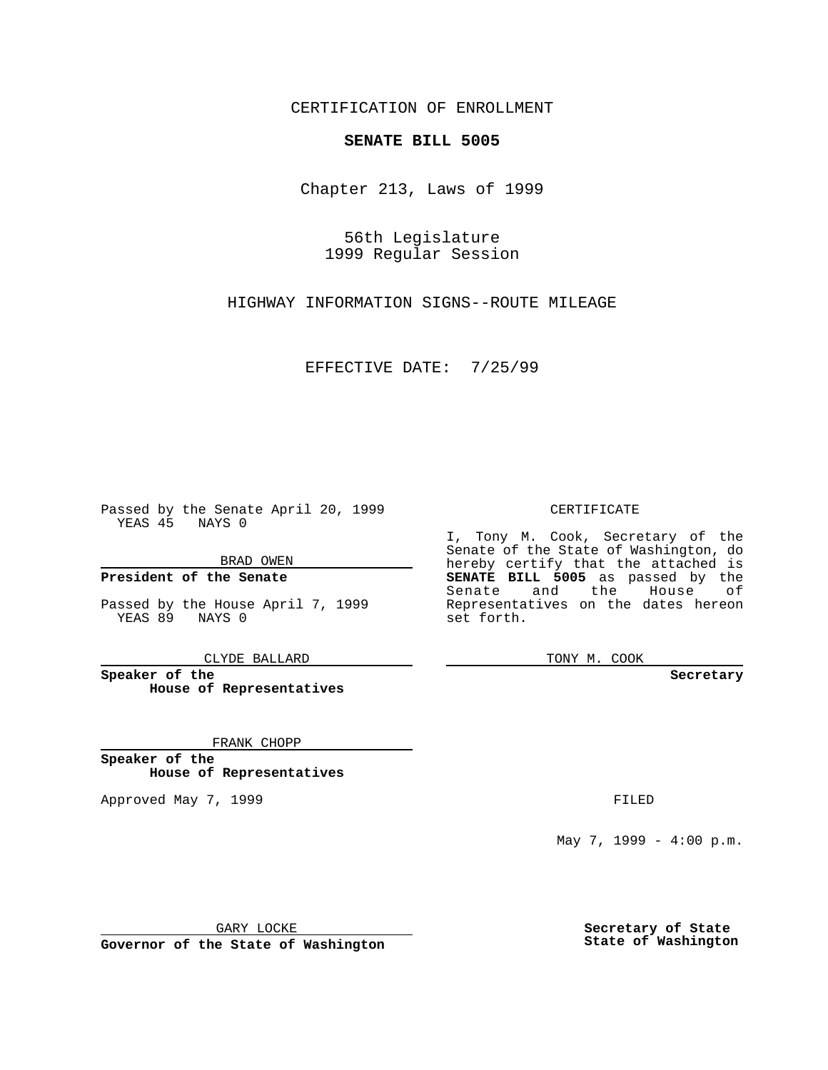CERTIFICATION OF ENROLLMENT

**SENATE BILL 5005**

Chapter 213, Laws of 1999

56th Legislature
1999 Regular Session

HIGHWAY INFORMATION SIGNS--ROUTE MILEAGE

EFFECTIVE DATE: 7/25/99

Passed by the Senate April 20, 1999
YEAS 45 NAYS 0

BRAD OWEN

**President of the Senate**

Passed by the House April 7, 1999
YEAS 89 NAYS 0

CLYDE BALLARD

**Speaker of the House of Representatives**

FRANK CHOPP

**Speaker of the House of Representatives**

Approved May 7, 1999

GARY LOCKE

**Governor of the State of Washington**

CERTIFICATE

I, Tony M. Cook, Secretary of the Senate of the State of Washington, do hereby certify that the attached is **SENATE BILL 5005** as passed by the Senate and the House of Representatives on the dates hereon set forth.

TONY M. COOK

**Secretary**

FILED

May 7, 1999 - 4:00 p.m.

**Secretary of State State of Washington**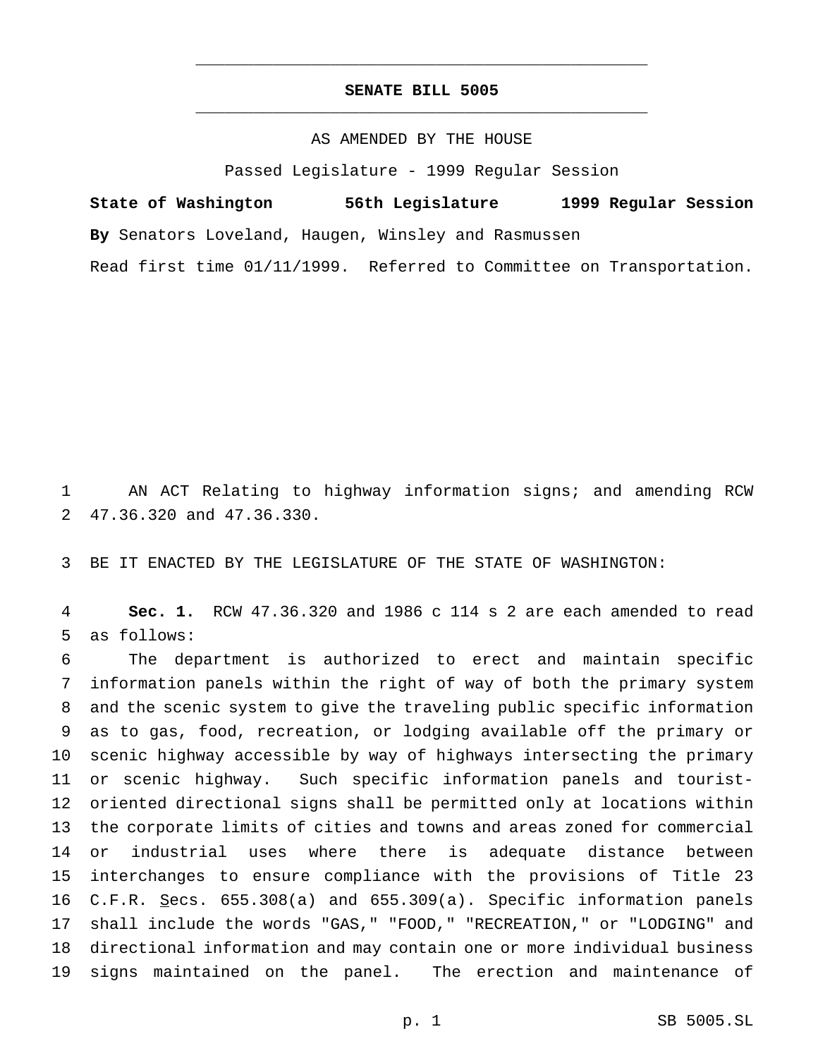# SENATE BILL 5005

AS AMENDED BY THE HOUSE

Passed Legislature - 1999 Regular Session

**State of Washington 56th Legislature 1999 Regular Session**

**By** Senators Loveland, Haugen, Winsley and Rasmussen

Read first time 01/11/1999. Referred to Committee on Transportation.

AN ACT Relating to highway information signs; and amending RCW 47.36.320 and 47.36.330.

BE IT ENACTED BY THE LEGISLATURE OF THE STATE OF WASHINGTON:

**Sec. 1.** RCW 47.36.320 and 1986 c 114 s 2 are each amended to read as follows:

The department is authorized to erect and maintain specific information panels within the right of way of both the primary system and the scenic system to give the traveling public specific information as to gas, food, recreation, or lodging available off the primary or scenic highway accessible by way of highways intersecting the primary or scenic highway. Such specific information panels and tourist-oriented directional signs shall be permitted only at locations within the corporate limits of cities and towns and areas zoned for commercial or industrial uses where there is adequate distance between interchanges to ensure compliance with the provisions of Title 23 C.F.R. Secs. 655.308(a) and 655.309(a). Specific information panels shall include the words "GAS," "FOOD," "RECREATION," or "LODGING" and directional information and may contain one or more individual business signs maintained on the panel. The erection and maintenance of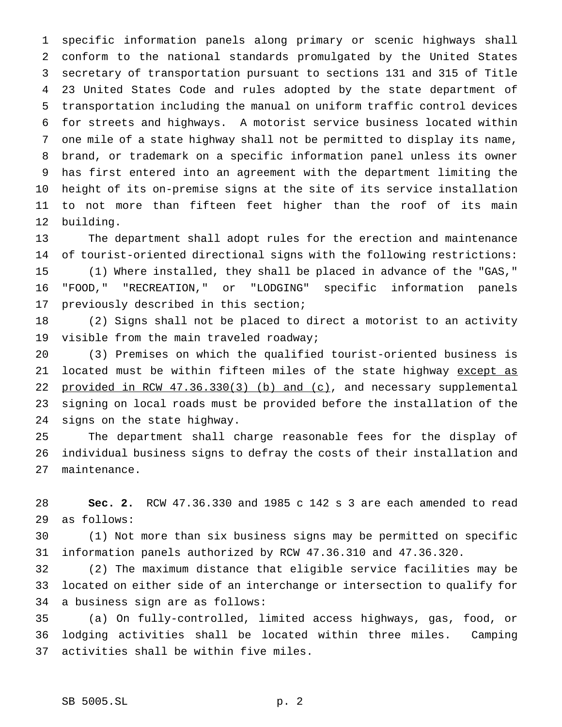specific information panels along primary or scenic highways shall conform to the national standards promulgated by the United States secretary of transportation pursuant to sections 131 and 315 of Title 23 United States Code and rules adopted by the state department of transportation including the manual on uniform traffic control devices for streets and highways. A motorist service business located within one mile of a state highway shall not be permitted to display its name, brand, or trademark on a specific information panel unless its owner has first entered into an agreement with the department limiting the height of its on-premise signs at the site of its service installation to not more than fifteen feet higher than the roof of its main building.

The department shall adopt rules for the erection and maintenance of tourist-oriented directional signs with the following restrictions:

(1) Where installed, they shall be placed in advance of the "GAS," "FOOD," "RECREATION," or "LODGING" specific information panels previously described in this section;

(2) Signs shall not be placed to direct a motorist to an activity visible from the main traveled roadway;

(3) Premises on which the qualified tourist-oriented business is located must be within fifteen miles of the state highway <u>except as provided in RCW 47.36.330(3) (b) and (c)</u>, and necessary supplemental signing on local roads must be provided before the installation of the signs on the state highway.

The department shall charge reasonable fees for the display of individual business signs to defray the costs of their installation and maintenance.

**Sec. 2.** RCW 47.36.330 and 1985 c 142 s 3 are each amended to read as follows:

(1) Not more than six business signs may be permitted on specific information panels authorized by RCW 47.36.310 and 47.36.320.

(2) The maximum distance that eligible service facilities may be located on either side of an interchange or intersection to qualify for a business sign are as follows:

(a) On fully-controlled, limited access highways, gas, food, or lodging activities shall be located within three miles. Camping activities shall be within five miles.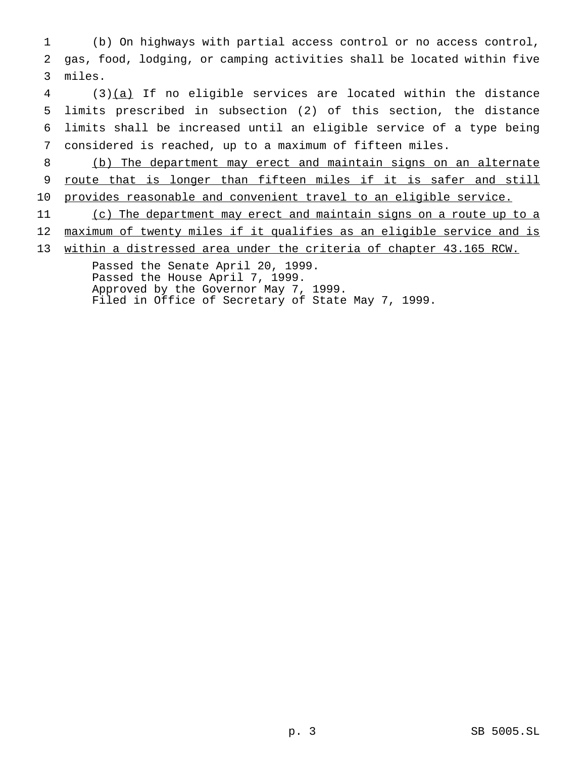(b) On highways with partial access control or no access control, gas, food, lodging, or camping activities shall be located within five miles.

(3)<u>(a)</u> If no eligible services are located within the distance limits prescribed in subsection (2) of this section, the distance limits shall be increased until an eligible service of a type being considered is reached, up to a maximum of fifteen miles.

<u>(b) The department may erect and maintain signs on an alternate route that is longer than fifteen miles if it is safer and still provides reasonable and convenient travel to an eligible service.</u>

<u>(c) The department may erect and maintain signs on a route up to a maximum of twenty miles if it qualifies as an eligible service and is within a distressed area under the criteria of chapter 43.165 RCW.</u>

Passed the Senate April 20, 1999.
Passed the House April 7, 1999.
Approved by the Governor May 7, 1999.
Filed in Office of Secretary of State May 7, 1999.